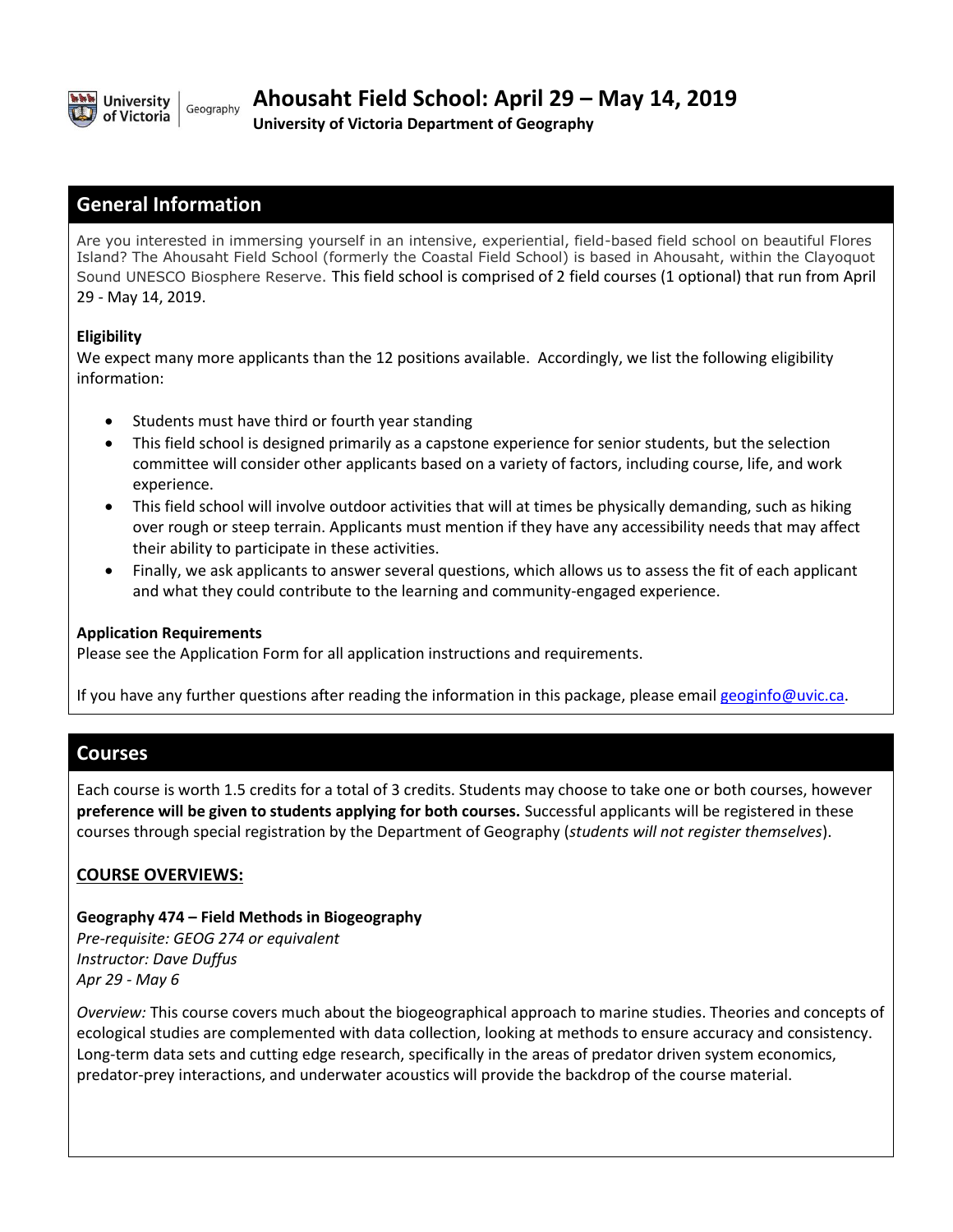University of Victoria | Geography

# Ahousaht Field School: April 29 – May 14, 2019

**University of Victoria Department of Geography**

## General Information

Are you interested in immersing yourself in an intensive, experiential, field-based field school on beautiful Flores Island? The Ahousaht Field School (formerly the Coastal Field School) is based in Ahousaht, within the Clayoquot Sound UNESCO Biosphere Reserve. This field school is comprised of 2 field courses (1 optional) that run from April 29 - May 14, 2019.

### Eligibility

We expect many more applicants than the 12 positions available. Accordingly, we list the following eligibility information:

- Students must have third or fourth year standing
- This field school is designed primarily as a capstone experience for senior students, but the selection committee will consider other applicants based on a variety of factors, including course, life, and work experience.
- This field school will involve outdoor activities that will at times be physically demanding, such as hiking over rough or steep terrain. Applicants must mention if they have any accessibility needs that may affect their ability to participate in these activities.
- Finally, we ask applicants to answer several questions, which allows us to assess the fit of each applicant and what they could contribute to the learning and community-engaged experience.

### Application Requirements

Please see the Application Form for all application instructions and requirements.

If you have any further questions after reading the information in this package, please email geoginfo@uvic.ca.

## Courses

Each course is worth 1.5 credits for a total of 3 credits. Students may choose to take one or both courses, however **preference will be given to students applying for both courses.** Successful applicants will be registered in these courses through special registration by the Department of Geography (*students will not register themselves*).

### COURSE OVERVIEWS:

**Geography 474 – Field Methods in Biogeography**
*Pre-requisite: GEOG 274 or equivalent*
*Instructor: Dave Duffus*
*Apr 29 - May 6*

*Overview:* This course covers much about the biogeographical approach to marine studies. Theories and concepts of ecological studies are complemented with data collection, looking at methods to ensure accuracy and consistency. Long-term data sets and cutting edge research, specifically in the areas of predator driven system economics, predator-prey interactions, and underwater acoustics will provide the backdrop of the course material.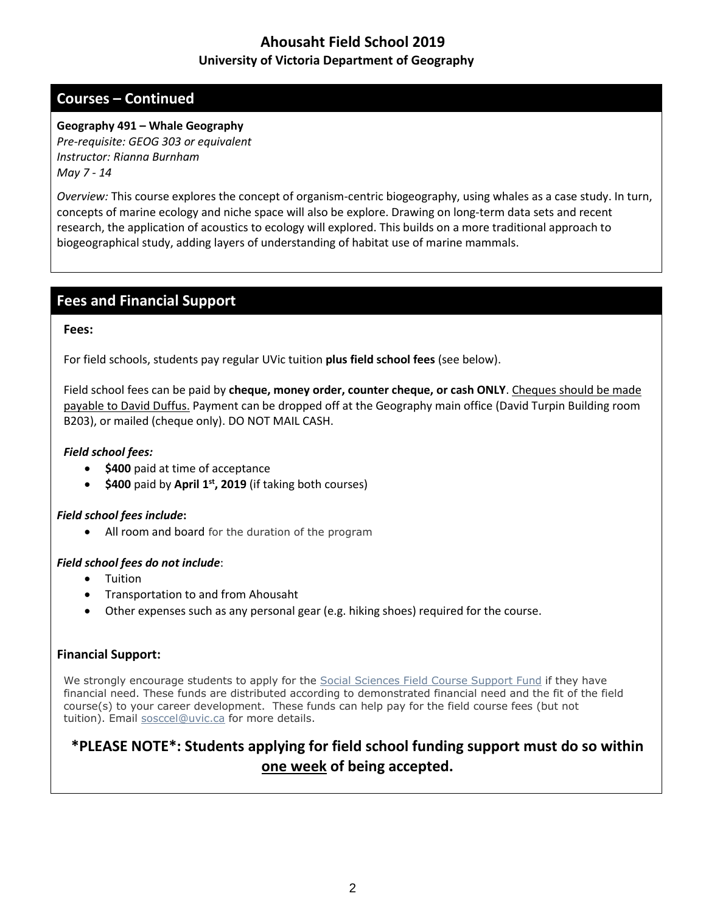# Ahousaht Field School 2019

**University of Victoria Department of Geography**

## Courses – Continued

**Geography 491 – Whale Geography**
*Pre-requisite: GEOG 303 or equivalent*
*Instructor: Rianna Burnham*
*May 7 - 14*

*Overview:* This course explores the concept of organism-centric biogeography, using whales as a case study. In turn, concepts of marine ecology and niche space will also be explore. Drawing on long-term data sets and recent research, the application of acoustics to ecology will explored. This builds on a more traditional approach to biogeographical study, adding layers of understanding of habitat use of marine mammals.

## Fees and Financial Support

**Fees:**

For field schools, students pay regular UVic tuition **plus field school fees** (see below).

Field school fees can be paid by **cheque, money order, counter cheque, or cash ONLY**. Cheques should be made payable to David Duffus. Payment can be dropped off at the Geography main office (David Turpin Building room B203), or mailed (cheque only). DO NOT MAIL CASH.

***Field school fees:***

- **$400** paid at time of acceptance
- **$400** paid by **April 1st, 2019** (if taking both courses)

***Field school fees include*:**

- All room and board for the duration of the program

***Field school fees do not include*:**

- Tuition
- Transportation to and from Ahousaht
- Other expenses such as any personal gear (e.g. hiking shoes) required for the course.

**Financial Support:**

We strongly encourage students to apply for the Social Sciences Field Course Support Fund if they have financial need. These funds are distributed according to demonstrated financial need and the fit of the field course(s) to your career development. These funds can help pay for the field course fees (but not tuition). Email sosccel@uvic.ca for more details.

**\*PLEASE NOTE\*: Students applying for field school funding support must do so within one week of being accepted.**